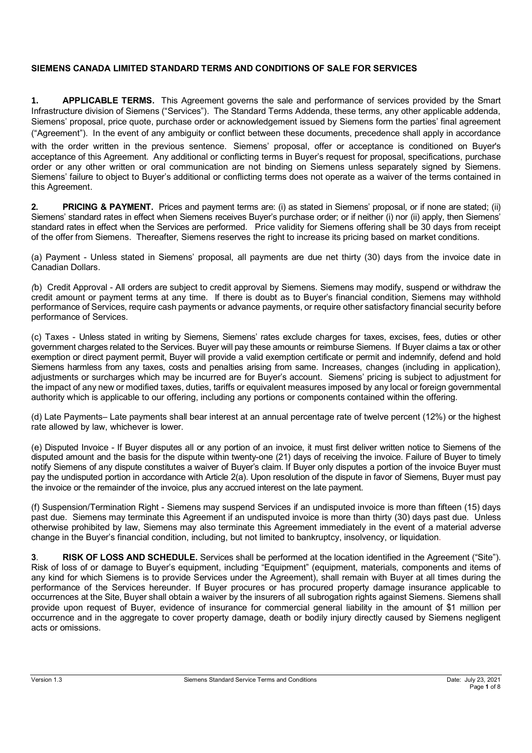**SIEMENS CANADA LIMITED STANDARD TERMS AND CONDITIONS OF SALE FOR SERVICES**

**1. APPLICABLE TERMS.** This Agreement governs the sale and performance of services provided by the Smart Infrastructure division of Siemens ("Services"). The Standard Terms Addenda, these terms, any other applicable addenda, Siemens' proposal, price quote, purchase order or acknowledgement issued by Siemens form the parties' final agreement ("Agreement"). In the event of any ambiguity or conflict between these documents, precedence shall apply in accordance with the order written in the previous sentence. Siemens' proposal, offer or acceptance is conditioned on Buyer's acceptance of this Agreement. Any additional or conflicting terms in Buyer's request for proposal, specifications, purchase order or any other written or oral communication are not binding on Siemens unless separately signed by Siemens. Siemens' failure to object to Buyer's additional or conflicting terms does not operate as a waiver of the terms contained in this Agreement.

**2. PRICING & PAYMENT.** Prices and payment terms are: (i) as stated in Siemens' proposal, or if none are stated; (ii) Siemens' standard rates in effect when Siemens receives Buyer's purchase order; or if neither (i) nor (ii) apply, then Siemens' standard rates in effect when the Services are performed. Price validity for Siemens offering shall be 30 days from receipt of the offer from Siemens. Thereafter, Siemens reserves the right to increase its pricing based on market conditions.

(a) Payment - Unless stated in Siemens' proposal, all payments are due net thirty (30) days from the invoice date in Canadian Dollars.

*(*b) Credit Approval - All orders are subject to credit approval by Siemens. Siemens may modify, suspend or withdraw the credit amount or payment terms at any time. If there is doubt as to Buyer's financial condition, Siemens may withhold performance of Services, require cash payments or advance payments, or require other satisfactory financial security before performance of Services.

(c) Taxes - Unless stated in writing by Siemens, Siemens' rates exclude charges for taxes, excises, fees, duties or other government charges related to the Services. Buyer will pay these amounts or reimburse Siemens. If Buyer claims a tax or other exemption or direct payment permit, Buyer will provide a valid exemption certificate or permit and indemnify, defend and hold Siemens harmless from any taxes, costs and penalties arising from same. Increases, changes (including in application), adjustments or surcharges which may be incurred are for Buyer's account. Siemens' pricing is subject to adjustment for the impact of any new or modified taxes, duties, tariffs or equivalent measures imposed by any local or foreign governmental authority which is applicable to our offering, including any portions or components contained within the offering.

(d) Late Payments– Late payments shall bear interest at an annual percentage rate of twelve percent (12%) or the highest rate allowed by law, whichever is lower.

(e) Disputed Invoice - If Buyer disputes all or any portion of an invoice, it must first deliver written notice to Siemens of the disputed amount and the basis for the dispute within twenty-one (21) days of receiving the invoice. Failure of Buyer to timely notify Siemens of any dispute constitutes a waiver of Buyer's claim. If Buyer only disputes a portion of the invoice Buyer must pay the undisputed portion in accordance with Article 2(a). Upon resolution of the dispute in favor of Siemens, Buyer must pay the invoice or the remainder of the invoice, plus any accrued interest on the late payment.

(f) Suspension/Termination Right - Siemens may suspend Services if an undisputed invoice is more than fifteen (15) days past due. Siemens may terminate this Agreement if an undisputed invoice is more than thirty (30) days past due. Unless otherwise prohibited by law, Siemens may also terminate this Agreement immediately in the event of a material adverse change in the Buyer's financial condition, including, but not limited to bankruptcy, insolvency, or liquidation.

**3. RISK OF LOSS AND SCHEDULE.** Services shall be performed at the location identified in the Agreement ("Site"). Risk of loss of or damage to Buyer's equipment, including "Equipment" (equipment, materials, components and items of any kind for which Siemens is to provide Services under the Agreement), shall remain with Buyer at all times during the performance of the Services hereunder. If Buyer procures or has procured property damage insurance applicable to occurrences at the Site, Buyer shall obtain a waiver by the insurers of all subrogation rights against Siemens. Siemens shall provide upon request of Buyer, evidence of insurance for commercial general liability in the amount of $1 million per occurrence and in the aggregate to cover property damage, death or bodily injury directly caused by Siemens negligent acts or omissions.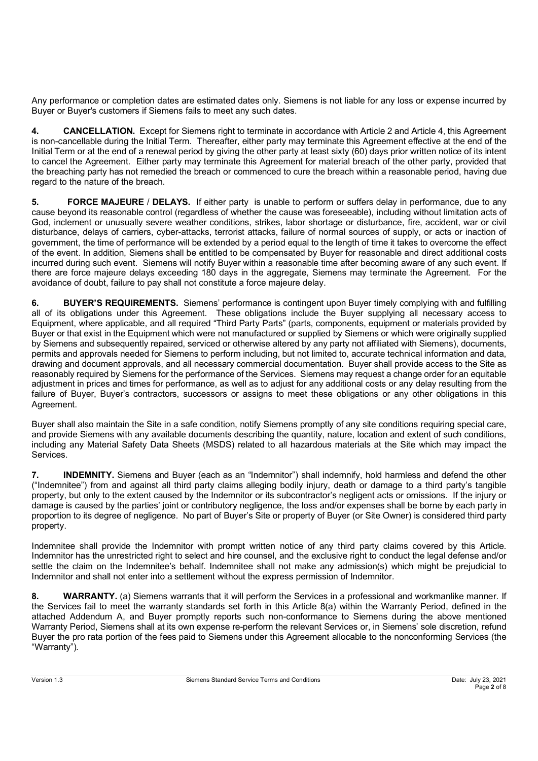Any performance or completion dates are estimated dates only. Siemens is not liable for any loss or expense incurred by Buyer or Buyer's customers if Siemens fails to meet any such dates.

**4. CANCELLATION.** Except for Siemens right to terminate in accordance with Article 2 and Article 4, this Agreement is non-cancellable during the Initial Term. Thereafter, either party may terminate this Agreement effective at the end of the Initial Term or at the end of a renewal period by giving the other party at least sixty (60) days prior written notice of its intent to cancel the Agreement. Either party may terminate this Agreement for material breach of the other party, provided that the breaching party has not remedied the breach or commenced to cure the breach within a reasonable period, having due regard to the nature of the breach.

**5. FORCE MAJEURE / DELAYS.** If either party is unable to perform or suffers delay in performance, due to any cause beyond its reasonable control (regardless of whether the cause was foreseeable), including without limitation acts of God, inclement or unusually severe weather conditions, strikes, labor shortage or disturbance, fire, accident, war or civil disturbance, delays of carriers, cyber-attacks, terrorist attacks, failure of normal sources of supply, or acts or inaction of government, the time of performance will be extended by a period equal to the length of time it takes to overcome the effect of the event. In addition, Siemens shall be entitled to be compensated by Buyer for reasonable and direct additional costs incurred during such event. Siemens will notify Buyer within a reasonable time after becoming aware of any such event. If there are force majeure delays exceeding 180 days in the aggregate, Siemens may terminate the Agreement. For the avoidance of doubt, failure to pay shall not constitute a force majeure delay.

**6. BUYER'S REQUIREMENTS.** Siemens' performance is contingent upon Buyer timely complying with and fulfilling all of its obligations under this Agreement. These obligations include the Buyer supplying all necessary access to Equipment, where applicable, and all required "Third Party Parts" (parts, components, equipment or materials provided by Buyer or that exist in the Equipment which were not manufactured or supplied by Siemens or which were originally supplied by Siemens and subsequently repaired, serviced or otherwise altered by any party not affiliated with Siemens), documents, permits and approvals needed for Siemens to perform including, but not limited to, accurate technical information and data, drawing and document approvals, and all necessary commercial documentation. Buyer shall provide access to the Site as reasonably required by Siemens for the performance of the Services. Siemens may request a change order for an equitable adjustment in prices and times for performance, as well as to adjust for any additional costs or any delay resulting from the failure of Buyer, Buyer's contractors, successors or assigns to meet these obligations or any other obligations in this Agreement.

Buyer shall also maintain the Site in a safe condition, notify Siemens promptly of any site conditions requiring special care, and provide Siemens with any available documents describing the quantity, nature, location and extent of such conditions, including any Material Safety Data Sheets (MSDS) related to all hazardous materials at the Site which may impact the Services.

**7. INDEMNITY.** Siemens and Buyer (each as an "Indemnitor") shall indemnify, hold harmless and defend the other ("Indemnitee") from and against all third party claims alleging bodily injury, death or damage to a third party's tangible property, but only to the extent caused by the Indemnitor or its subcontractor's negligent acts or omissions. If the injury or damage is caused by the parties' joint or contributory negligence, the loss and/or expenses shall be borne by each party in proportion to its degree of negligence. No part of Buyer's Site or property of Buyer (or Site Owner) is considered third party property.

Indemnitee shall provide the Indemnitor with prompt written notice of any third party claims covered by this Article. Indemnitor has the unrestricted right to select and hire counsel, and the exclusive right to conduct the legal defense and/or settle the claim on the Indemnitee's behalf. Indemnitee shall not make any admission(s) which might be prejudicial to Indemnitor and shall not enter into a settlement without the express permission of Indemnitor.

**8. WARRANTY.** (a) Siemens warrants that it will perform the Services in a professional and workmanlike manner. If the Services fail to meet the warranty standards set forth in this Article 8(a) within the Warranty Period, defined in the attached Addendum A, and Buyer promptly reports such non-conformance to Siemens during the above mentioned Warranty Period, Siemens shall at its own expense re-perform the relevant Services or, in Siemens' sole discretion, refund Buyer the pro rata portion of the fees paid to Siemens under this Agreement allocable to the nonconforming Services (the "Warranty").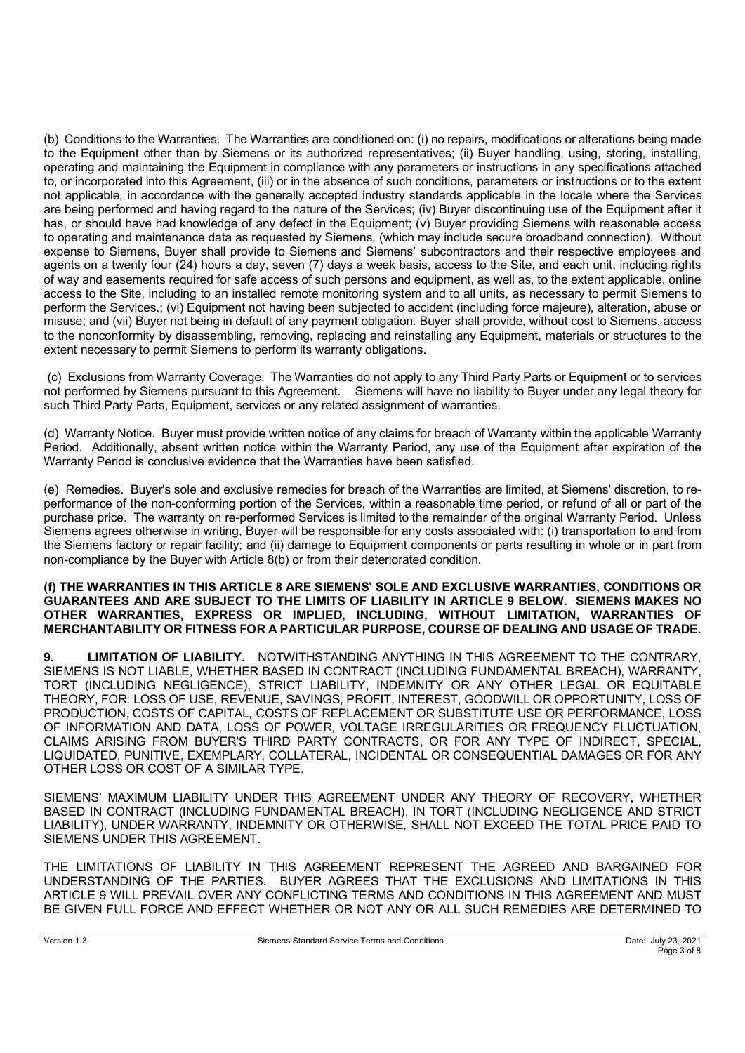(b) Conditions to the Warranties. The Warranties are conditioned on: (i) no repairs, modifications or alterations being made to the Equipment other than by Siemens or its authorized representatives; (ii) Buyer handling, using, storing, installing, operating and maintaining the Equipment in compliance with any parameters or instructions in any specifications attached to, or incorporated into this Agreement, (iii) or in the absence of such conditions, parameters or instructions or to the extent not applicable, in accordance with the generally accepted industry standards applicable in the locale where the Services are being performed and having regard to the nature of the Services; (iv) Buyer discontinuing use of the Equipment after it has, or should have had knowledge of any defect in the Equipment; (v) Buyer providing Siemens with reasonable access to operating and maintenance data as requested by Siemens, (which may include secure broadband connection). Without expense to Siemens, Buyer shall provide to Siemens and Siemens' subcontractors and their respective employees and agents on a twenty four (24) hours a day, seven (7) days a week basis, access to the Site, and each unit, including rights of way and easements required for safe access of such persons and equipment, as well as, to the extent applicable, online access to the Site, including to an installed remote monitoring system and to all units, as necessary to permit Siemens to perform the Services.; (vi) Equipment not having been subjected to accident (including force majeure), alteration, abuse or misuse; and (vii) Buyer not being in default of any payment obligation. Buyer shall provide, without cost to Siemens, access to the nonconformity by disassembling, removing, replacing and reinstalling any Equipment, materials or structures to the extent necessary to permit Siemens to perform its warranty obligations.

(c) Exclusions from Warranty Coverage. The Warranties do not apply to any Third Party Parts or Equipment or to services not performed by Siemens pursuant to this Agreement. Siemens will have no liability to Buyer under any legal theory for such Third Party Parts, Equipment, services or any related assignment of warranties.

(d) Warranty Notice. Buyer must provide written notice of any claims for breach of Warranty within the applicable Warranty Period. Additionally, absent written notice within the Warranty Period, any use of the Equipment after expiration of the Warranty Period is conclusive evidence that the Warranties have been satisfied.

(e) Remedies. Buyer's sole and exclusive remedies for breach of the Warranties are limited, at Siemens' discretion, to re-performance of the non-conforming portion of the Services, within a reasonable time period, or refund of all or part of the purchase price. The warranty on re-performed Services is limited to the remainder of the original Warranty Period. Unless Siemens agrees otherwise in writing, Buyer will be responsible for any costs associated with: (i) transportation to and from the Siemens factory or repair facility; and (ii) damage to Equipment components or parts resulting in whole or in part from non-compliance by the Buyer with Article 8(b) or from their deteriorated condition.

**(f) THE WARRANTIES IN THIS ARTICLE 8 ARE SIEMENS' SOLE AND EXCLUSIVE WARRANTIES, CONDITIONS OR GUARANTEES AND ARE SUBJECT TO THE LIMITS OF LIABILITY IN ARTICLE 9 BELOW. SIEMENS MAKES NO OTHER WARRANTIES, EXPRESS OR IMPLIED, INCLUDING, WITHOUT LIMITATION, WARRANTIES OF MERCHANTABILITY OR FITNESS FOR A PARTICULAR PURPOSE, COURSE OF DEALING AND USAGE OF TRADE.**

**9. LIMITATION OF LIABILITY.** NOTWITHSTANDING ANYTHING IN THIS AGREEMENT TO THE CONTRARY, SIEMENS IS NOT LIABLE, WHETHER BASED IN CONTRACT (INCLUDING FUNDAMENTAL BREACH), WARRANTY, TORT (INCLUDING NEGLIGENCE), STRICT LIABILITY, INDEMNITY OR ANY OTHER LEGAL OR EQUITABLE THEORY, FOR: LOSS OF USE, REVENUE, SAVINGS, PROFIT, INTEREST, GOODWILL OR OPPORTUNITY, LOSS OF PRODUCTION, COSTS OF CAPITAL, COSTS OF REPLACEMENT OR SUBSTITUTE USE OR PERFORMANCE, LOSS OF INFORMATION AND DATA, LOSS OF POWER, VOLTAGE IRREGULARITIES OR FREQUENCY FLUCTUATION, CLAIMS ARISING FROM BUYER'S THIRD PARTY CONTRACTS, OR FOR ANY TYPE OF INDIRECT, SPECIAL, LIQUIDATED, PUNITIVE, EXEMPLARY, COLLATERAL, INCIDENTAL OR CONSEQUENTIAL DAMAGES OR FOR ANY OTHER LOSS OR COST OF A SIMILAR TYPE.

SIEMENS' MAXIMUM LIABILITY UNDER THIS AGREEMENT UNDER ANY THEORY OF RECOVERY, WHETHER BASED IN CONTRACT (INCLUDING FUNDAMENTAL BREACH), IN TORT (INCLUDING NEGLIGENCE AND STRICT LIABILITY), UNDER WARRANTY, INDEMNITY OR OTHERWISE, SHALL NOT EXCEED THE TOTAL PRICE PAID TO SIEMENS UNDER THIS AGREEMENT.

THE LIMITATIONS OF LIABILITY IN THIS AGREEMENT REPRESENT THE AGREED AND BARGAINED FOR UNDERSTANDING OF THE PARTIES. BUYER AGREES THAT THE EXCLUSIONS AND LIMITATIONS IN THIS ARTICLE 9 WILL PREVAIL OVER ANY CONFLICTING TERMS AND CONDITIONS IN THIS AGREEMENT AND MUST BE GIVEN FULL FORCE AND EFFECT WHETHER OR NOT ANY OR ALL SUCH REMEDIES ARE DETERMINED TO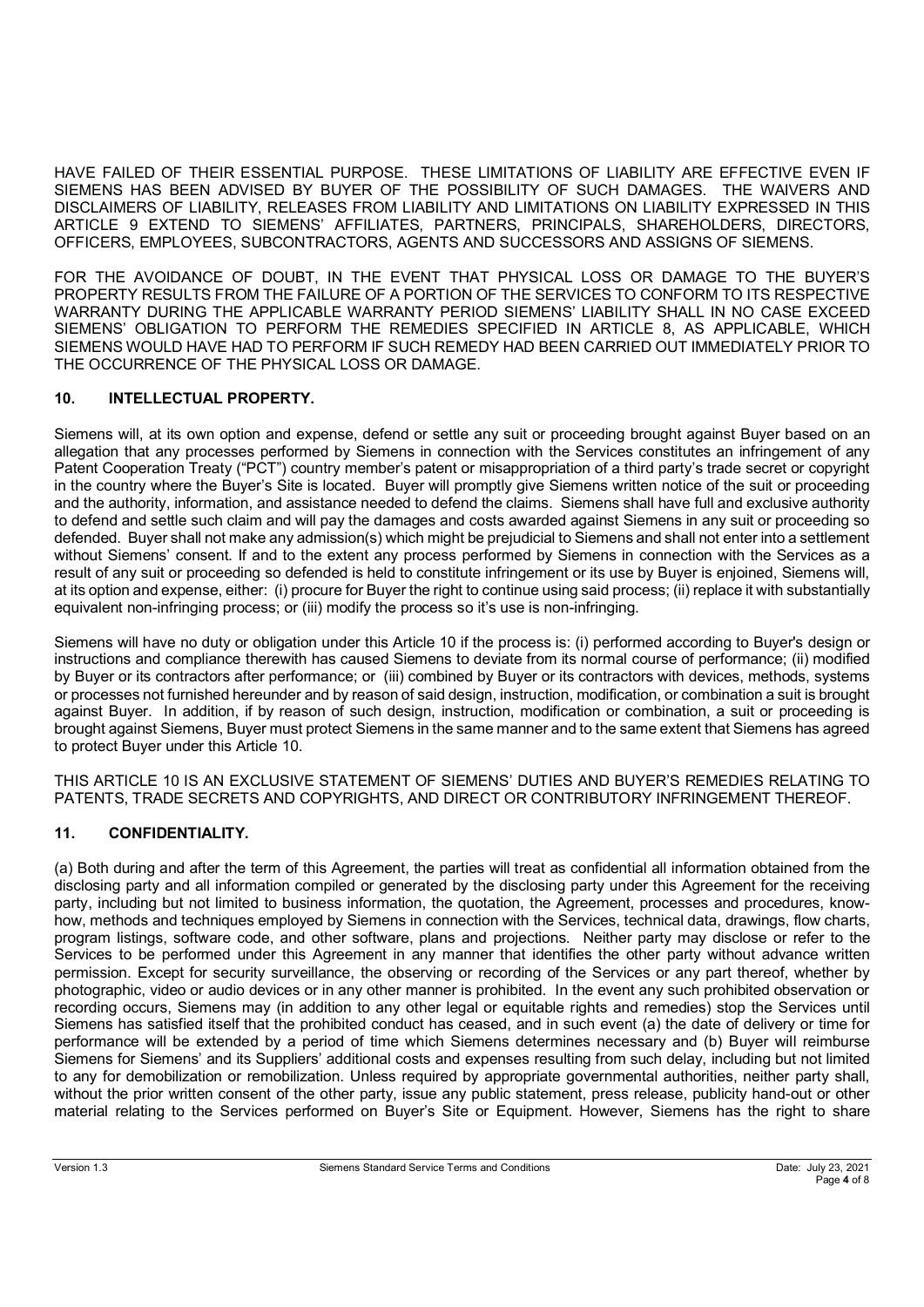HAVE FAILED OF THEIR ESSENTIAL PURPOSE. THESE LIMITATIONS OF LIABILITY ARE EFFECTIVE EVEN IF SIEMENS HAS BEEN ADVISED BY BUYER OF THE POSSIBILITY OF SUCH DAMAGES. THE WAIVERS AND DISCLAIMERS OF LIABILITY, RELEASES FROM LIABILITY AND LIMITATIONS ON LIABILITY EXPRESSED IN THIS ARTICLE 9 EXTEND TO SIEMENS' AFFILIATES, PARTNERS, PRINCIPALS, SHAREHOLDERS, DIRECTORS, OFFICERS, EMPLOYEES, SUBCONTRACTORS, AGENTS AND SUCCESSORS AND ASSIGNS OF SIEMENS.

FOR THE AVOIDANCE OF DOUBT, IN THE EVENT THAT PHYSICAL LOSS OR DAMAGE TO THE BUYER'S PROPERTY RESULTS FROM THE FAILURE OF A PORTION OF THE SERVICES TO CONFORM TO ITS RESPECTIVE WARRANTY DURING THE APPLICABLE WARRANTY PERIOD SIEMENS' LIABILITY SHALL IN NO CASE EXCEED SIEMENS' OBLIGATION TO PERFORM THE REMEDIES SPECIFIED IN ARTICLE 8, AS APPLICABLE, WHICH SIEMENS WOULD HAVE HAD TO PERFORM IF SUCH REMEDY HAD BEEN CARRIED OUT IMMEDIATELY PRIOR TO THE OCCURRENCE OF THE PHYSICAL LOSS OR DAMAGE.

## 10. INTELLECTUAL PROPERTY.

Siemens will, at its own option and expense, defend or settle any suit or proceeding brought against Buyer based on an allegation that any processes performed by Siemens in connection with the Services constitutes an infringement of any Patent Cooperation Treaty ("PCT") country member's patent or misappropriation of a third party's trade secret or copyright in the country where the Buyer's Site is located. Buyer will promptly give Siemens written notice of the suit or proceeding and the authority, information, and assistance needed to defend the claims. Siemens shall have full and exclusive authority to defend and settle such claim and will pay the damages and costs awarded against Siemens in any suit or proceeding so defended. Buyer shall not make any admission(s) which might be prejudicial to Siemens and shall not enter into a settlement without Siemens' consent. If and to the extent any process performed by Siemens in connection with the Services as a result of any suit or proceeding so defended is held to constitute infringement or its use by Buyer is enjoined, Siemens will, at its option and expense, either: (i) procure for Buyer the right to continue using said process; (ii) replace it with substantially equivalent non-infringing process; or (iii) modify the process so it's use is non-infringing.

Siemens will have no duty or obligation under this Article 10 if the process is: (i) performed according to Buyer's design or instructions and compliance therewith has caused Siemens to deviate from its normal course of performance; (ii) modified by Buyer or its contractors after performance; or (iii) combined by Buyer or its contractors with devices, methods, systems or processes not furnished hereunder and by reason of said design, instruction, modification, or combination a suit is brought against Buyer. In addition, if by reason of such design, instruction, modification or combination, a suit or proceeding is brought against Siemens, Buyer must protect Siemens in the same manner and to the same extent that Siemens has agreed to protect Buyer under this Article 10.

THIS ARTICLE 10 IS AN EXCLUSIVE STATEMENT OF SIEMENS' DUTIES AND BUYER'S REMEDIES RELATING TO PATENTS, TRADE SECRETS AND COPYRIGHTS, AND DIRECT OR CONTRIBUTORY INFRINGEMENT THEREOF.

## 11. CONFIDENTIALITY.

(a) Both during and after the term of this Agreement, the parties will treat as confidential all information obtained from the disclosing party and all information compiled or generated by the disclosing party under this Agreement for the receiving party, including but not limited to business information, the quotation, the Agreement, processes and procedures, know-how, methods and techniques employed by Siemens in connection with the Services, technical data, drawings, flow charts, program listings, software code, and other software, plans and projections. Neither party may disclose or refer to the Services to be performed under this Agreement in any manner that identifies the other party without advance written permission. Except for security surveillance, the observing or recording of the Services or any part thereof, whether by photographic, video or audio devices or in any other manner is prohibited. In the event any such prohibited observation or recording occurs, Siemens may (in addition to any other legal or equitable rights and remedies) stop the Services until Siemens has satisfied itself that the prohibited conduct has ceased, and in such event (a) the date of delivery or time for performance will be extended by a period of time which Siemens determines necessary and (b) Buyer will reimburse Siemens for Siemens' and its Suppliers' additional costs and expenses resulting from such delay, including but not limited to any for demobilization or remobilization. Unless required by appropriate governmental authorities, neither party shall, without the prior written consent of the other party, issue any public statement, press release, publicity hand-out or other material relating to the Services performed on Buyer's Site or Equipment. However, Siemens has the right to share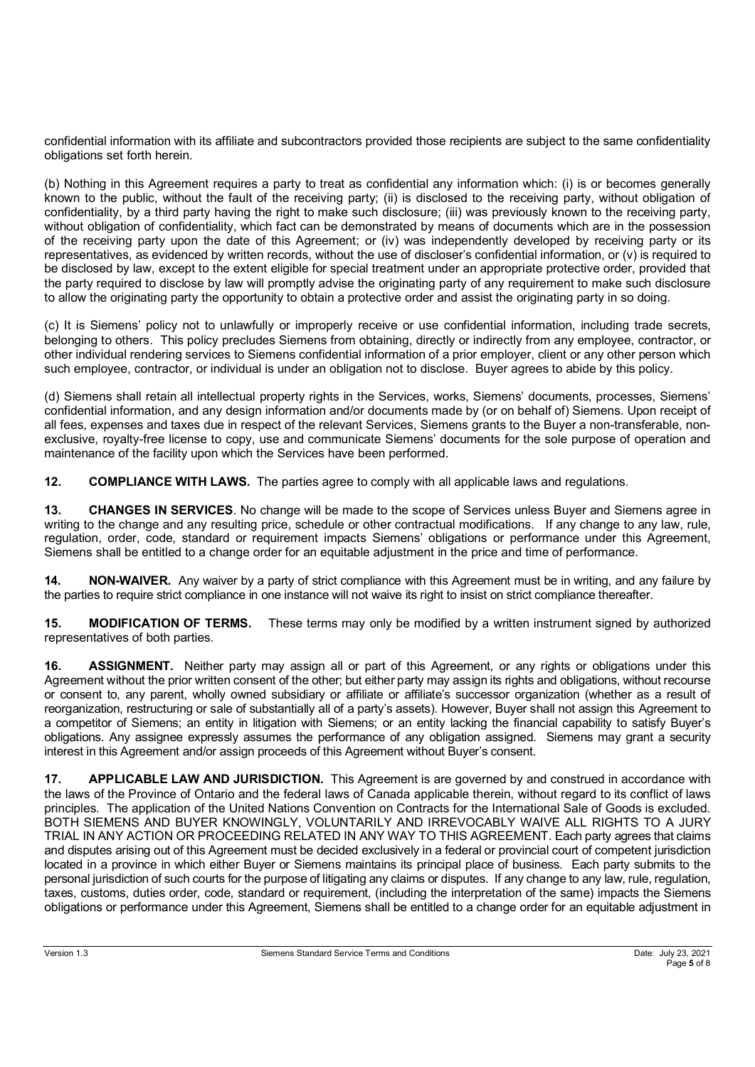confidential information with its affiliate and subcontractors provided those recipients are subject to the same confidentiality obligations set forth herein.

(b) Nothing in this Agreement requires a party to treat as confidential any information which: (i) is or becomes generally known to the public, without the fault of the receiving party; (ii) is disclosed to the receiving party, without obligation of confidentiality, by a third party having the right to make such disclosure; (iii) was previously known to the receiving party, without obligation of confidentiality, which fact can be demonstrated by means of documents which are in the possession of the receiving party upon the date of this Agreement; or (iv) was independently developed by receiving party or its representatives, as evidenced by written records, without the use of discloser's confidential information, or (v) is required to be disclosed by law, except to the extent eligible for special treatment under an appropriate protective order, provided that the party required to disclose by law will promptly advise the originating party of any requirement to make such disclosure to allow the originating party the opportunity to obtain a protective order and assist the originating party in so doing.

(c) It is Siemens' policy not to unlawfully or improperly receive or use confidential information, including trade secrets, belonging to others. This policy precludes Siemens from obtaining, directly or indirectly from any employee, contractor, or other individual rendering services to Siemens confidential information of a prior employer, client or any other person which such employee, contractor, or individual is under an obligation not to disclose. Buyer agrees to abide by this policy.

(d) Siemens shall retain all intellectual property rights in the Services, works, Siemens' documents, processes, Siemens' confidential information, and any design information and/or documents made by (or on behalf of) Siemens. Upon receipt of all fees, expenses and taxes due in respect of the relevant Services, Siemens grants to the Buyer a non-transferable, non-exclusive, royalty-free license to copy, use and communicate Siemens' documents for the sole purpose of operation and maintenance of the facility upon which the Services have been performed.

**12. COMPLIANCE WITH LAWS.** The parties agree to comply with all applicable laws and regulations.

**13. CHANGES IN SERVICES**. No change will be made to the scope of Services unless Buyer and Siemens agree in writing to the change and any resulting price, schedule or other contractual modifications. If any change to any law, rule, regulation, order, code, standard or requirement impacts Siemens' obligations or performance under this Agreement, Siemens shall be entitled to a change order for an equitable adjustment in the price and time of performance.

**14. NON-WAIVER.** Any waiver by a party of strict compliance with this Agreement must be in writing, and any failure by the parties to require strict compliance in one instance will not waive its right to insist on strict compliance thereafter.

**15. MODIFICATION OF TERMS.** These terms may only be modified by a written instrument signed by authorized representatives of both parties.

**16. ASSIGNMENT.** Neither party may assign all or part of this Agreement, or any rights or obligations under this Agreement without the prior written consent of the other; but either party may assign its rights and obligations, without recourse or consent to, any parent, wholly owned subsidiary or affiliate or affiliate's successor organization (whether as a result of reorganization, restructuring or sale of substantially all of a party's assets). However, Buyer shall not assign this Agreement to a competitor of Siemens; an entity in litigation with Siemens; or an entity lacking the financial capability to satisfy Buyer's obligations. Any assignee expressly assumes the performance of any obligation assigned. Siemens may grant a security interest in this Agreement and/or assign proceeds of this Agreement without Buyer's consent.

**17. APPLICABLE LAW AND JURISDICTION.** This Agreement is are governed by and construed in accordance with the laws of the Province of Ontario and the federal laws of Canada applicable therein, without regard to its conflict of laws principles. The application of the United Nations Convention on Contracts for the International Sale of Goods is excluded. BOTH SIEMENS AND BUYER KNOWINGLY, VOLUNTARILY AND IRREVOCABLY WAIVE ALL RIGHTS TO A JURY TRIAL IN ANY ACTION OR PROCEEDING RELATED IN ANY WAY TO THIS AGREEMENT. Each party agrees that claims and disputes arising out of this Agreement must be decided exclusively in a federal or provincial court of competent jurisdiction located in a province in which either Buyer or Siemens maintains its principal place of business. Each party submits to the personal jurisdiction of such courts for the purpose of litigating any claims or disputes. If any change to any law, rule, regulation, taxes, customs, duties order, code, standard or requirement, (including the interpretation of the same) impacts the Siemens obligations or performance under this Agreement, Siemens shall be entitled to a change order for an equitable adjustment in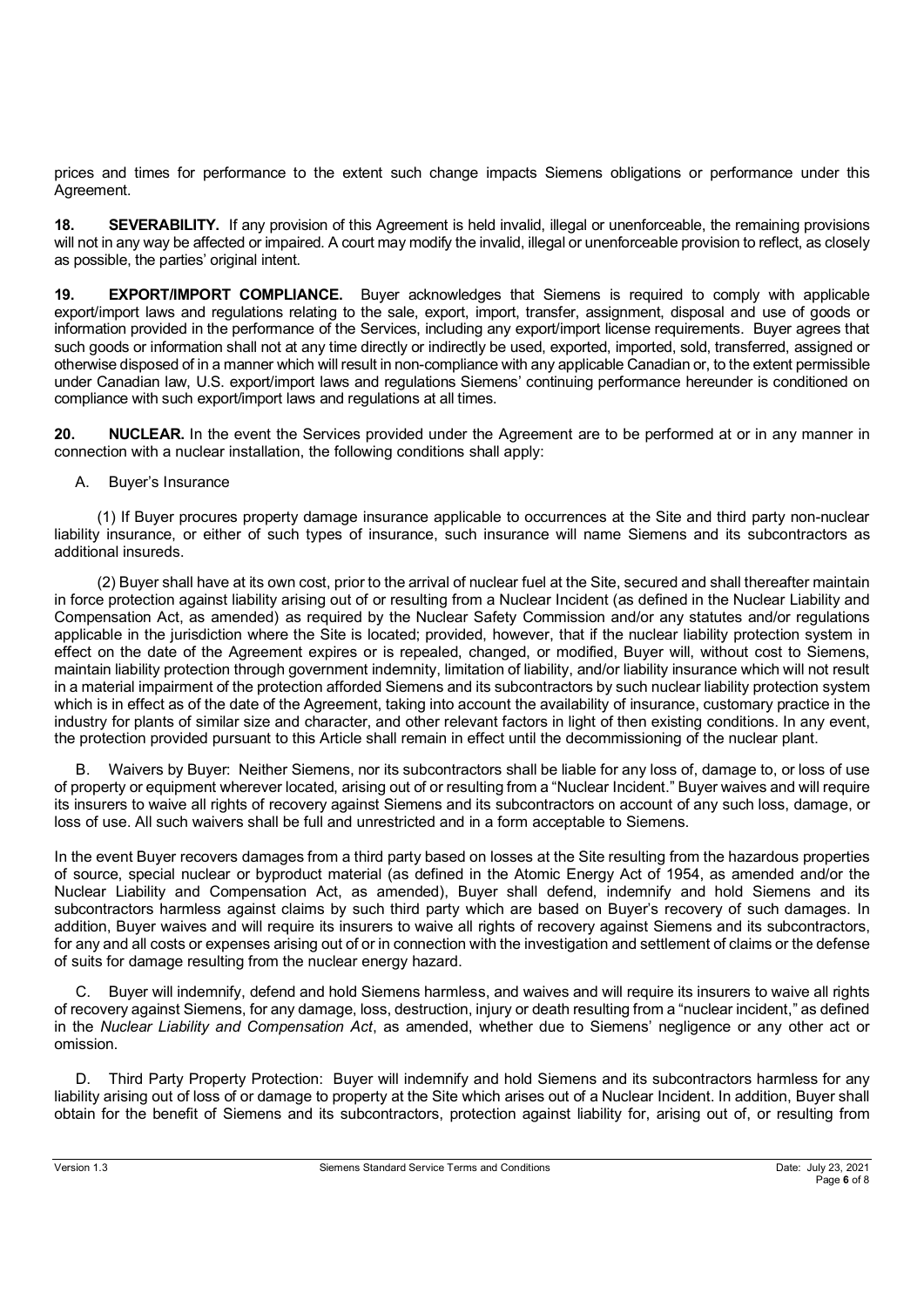prices and times for performance to the extent such change impacts Siemens obligations or performance under this Agreement.

**18. SEVERABILITY.** If any provision of this Agreement is held invalid, illegal or unenforceable, the remaining provisions will not in any way be affected or impaired. A court may modify the invalid, illegal or unenforceable provision to reflect, as closely as possible, the parties' original intent.

**19. EXPORT/IMPORT COMPLIANCE.** Buyer acknowledges that Siemens is required to comply with applicable export/import laws and regulations relating to the sale, export, import, transfer, assignment, disposal and use of goods or information provided in the performance of the Services, including any export/import license requirements. Buyer agrees that such goods or information shall not at any time directly or indirectly be used, exported, imported, sold, transferred, assigned or otherwise disposed of in a manner which will result in non-compliance with any applicable Canadian or, to the extent permissible under Canadian law, U.S. export/import laws and regulations Siemens' continuing performance hereunder is conditioned on compliance with such export/import laws and regulations at all times.

**20. NUCLEAR.** In the event the Services provided under the Agreement are to be performed at or in any manner in connection with a nuclear installation, the following conditions shall apply:

A. Buyer's Insurance

(1) If Buyer procures property damage insurance applicable to occurrences at the Site and third party non-nuclear liability insurance, or either of such types of insurance, such insurance will name Siemens and its subcontractors as additional insureds.

(2) Buyer shall have at its own cost, prior to the arrival of nuclear fuel at the Site, secured and shall thereafter maintain in force protection against liability arising out of or resulting from a Nuclear Incident (as defined in the Nuclear Liability and Compensation Act, as amended) as required by the Nuclear Safety Commission and/or any statutes and/or regulations applicable in the jurisdiction where the Site is located; provided, however, that if the nuclear liability protection system in effect on the date of the Agreement expires or is repealed, changed, or modified, Buyer will, without cost to Siemens, maintain liability protection through government indemnity, limitation of liability, and/or liability insurance which will not result in a material impairment of the protection afforded Siemens and its subcontractors by such nuclear liability protection system which is in effect as of the date of the Agreement, taking into account the availability of insurance, customary practice in the industry for plants of similar size and character, and other relevant factors in light of then existing conditions. In any event, the protection provided pursuant to this Article shall remain in effect until the decommissioning of the nuclear plant.

B. Waivers by Buyer: Neither Siemens, nor its subcontractors shall be liable for any loss of, damage to, or loss of use of property or equipment wherever located, arising out of or resulting from a "Nuclear Incident." Buyer waives and will require its insurers to waive all rights of recovery against Siemens and its subcontractors on account of any such loss, damage, or loss of use. All such waivers shall be full and unrestricted and in a form acceptable to Siemens.

In the event Buyer recovers damages from a third party based on losses at the Site resulting from the hazardous properties of source, special nuclear or byproduct material (as defined in the Atomic Energy Act of 1954, as amended and/or the Nuclear Liability and Compensation Act, as amended), Buyer shall defend, indemnify and hold Siemens and its subcontractors harmless against claims by such third party which are based on Buyer's recovery of such damages. In addition, Buyer waives and will require its insurers to waive all rights of recovery against Siemens and its subcontractors, for any and all costs or expenses arising out of or in connection with the investigation and settlement of claims or the defense of suits for damage resulting from the nuclear energy hazard.

C. Buyer will indemnify, defend and hold Siemens harmless, and waives and will require its insurers to waive all rights of recovery against Siemens, for any damage, loss, destruction, injury or death resulting from a "nuclear incident," as defined in the *Nuclear Liability and Compensation Act*, as amended, whether due to Siemens' negligence or any other act or omission.

D. Third Party Property Protection: Buyer will indemnify and hold Siemens and its subcontractors harmless for any liability arising out of loss of or damage to property at the Site which arises out of a Nuclear Incident. In addition, Buyer shall obtain for the benefit of Siemens and its subcontractors, protection against liability for, arising out of, or resulting from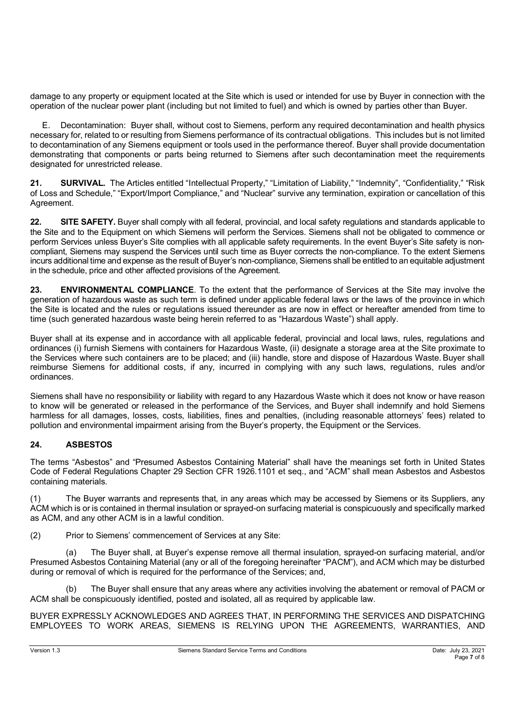damage to any property or equipment located at the Site which is used or intended for use by Buyer in connection with the operation of the nuclear power plant (including but not limited to fuel) and which is owned by parties other than Buyer.

E. Decontamination: Buyer shall, without cost to Siemens, perform any required decontamination and health physics necessary for, related to or resulting from Siemens performance of its contractual obligations. This includes but is not limited to decontamination of any Siemens equipment or tools used in the performance thereof. Buyer shall provide documentation demonstrating that components or parts being returned to Siemens after such decontamination meet the requirements designated for unrestricted release.

**21. SURVIVAL.** The Articles entitled "Intellectual Property," "Limitation of Liability," "Indemnity", "Confidentiality," "Risk of Loss and Schedule," "Export/Import Compliance," and "Nuclear" survive any termination, expiration or cancellation of this Agreement.

**22. SITE SAFETY.** Buyer shall comply with all federal, provincial, and local safety regulations and standards applicable to the Site and to the Equipment on which Siemens will perform the Services. Siemens shall not be obligated to commence or perform Services unless Buyer's Site complies with all applicable safety requirements. In the event Buyer's Site safety is non-compliant, Siemens may suspend the Services until such time as Buyer corrects the non-compliance. To the extent Siemens incurs additional time and expense as the result of Buyer's non-compliance, Siemens shall be entitled to an equitable adjustment in the schedule, price and other affected provisions of the Agreement.

**23. ENVIRONMENTAL COMPLIANCE**. To the extent that the performance of Services at the Site may involve the generation of hazardous waste as such term is defined under applicable federal laws or the laws of the province in which the Site is located and the rules or regulations issued thereunder as are now in effect or hereafter amended from time to time (such generated hazardous waste being herein referred to as "Hazardous Waste") shall apply.

Buyer shall at its expense and in accordance with all applicable federal, provincial and local laws, rules, regulations and ordinances (i) furnish Siemens with containers for Hazardous Waste, (ii) designate a storage area at the Site proximate to the Services where such containers are to be placed; and (iii) handle, store and dispose of Hazardous Waste. Buyer shall reimburse Siemens for additional costs, if any, incurred in complying with any such laws, regulations, rules and/or ordinances.

Siemens shall have no responsibility or liability with regard to any Hazardous Waste which it does not know or have reason to know will be generated or released in the performance of the Services, and Buyer shall indemnify and hold Siemens harmless for all damages, losses, costs, liabilities, fines and penalties, (including reasonable attorneys' fees) related to pollution and environmental impairment arising from the Buyer's property, the Equipment or the Services.

**24. ASBESTOS**

The terms "Asbestos" and "Presumed Asbestos Containing Material" shall have the meanings set forth in United States Code of Federal Regulations Chapter 29 Section CFR 1926.1101 et seq., and "ACM" shall mean Asbestos and Asbestos containing materials.

(1) The Buyer warrants and represents that, in any areas which may be accessed by Siemens or its Suppliers, any ACM which is or is contained in thermal insulation or sprayed-on surfacing material is conspicuously and specifically marked as ACM, and any other ACM is in a lawful condition.

(2) Prior to Siemens' commencement of Services at any Site:

(a) The Buyer shall, at Buyer's expense remove all thermal insulation, sprayed-on surfacing material, and/or Presumed Asbestos Containing Material (any or all of the foregoing hereinafter "PACM"), and ACM which may be disturbed during or removal of which is required for the performance of the Services; and,

(b) The Buyer shall ensure that any areas where any activities involving the abatement or removal of PACM or ACM shall be conspicuously identified, posted and isolated, all as required by applicable law.

BUYER EXPRESSLY ACKNOWLEDGES AND AGREES THAT, IN PERFORMING THE SERVICES AND DISPATCHING EMPLOYEES TO WORK AREAS, SIEMENS IS RELYING UPON THE AGREEMENTS, WARRANTIES, AND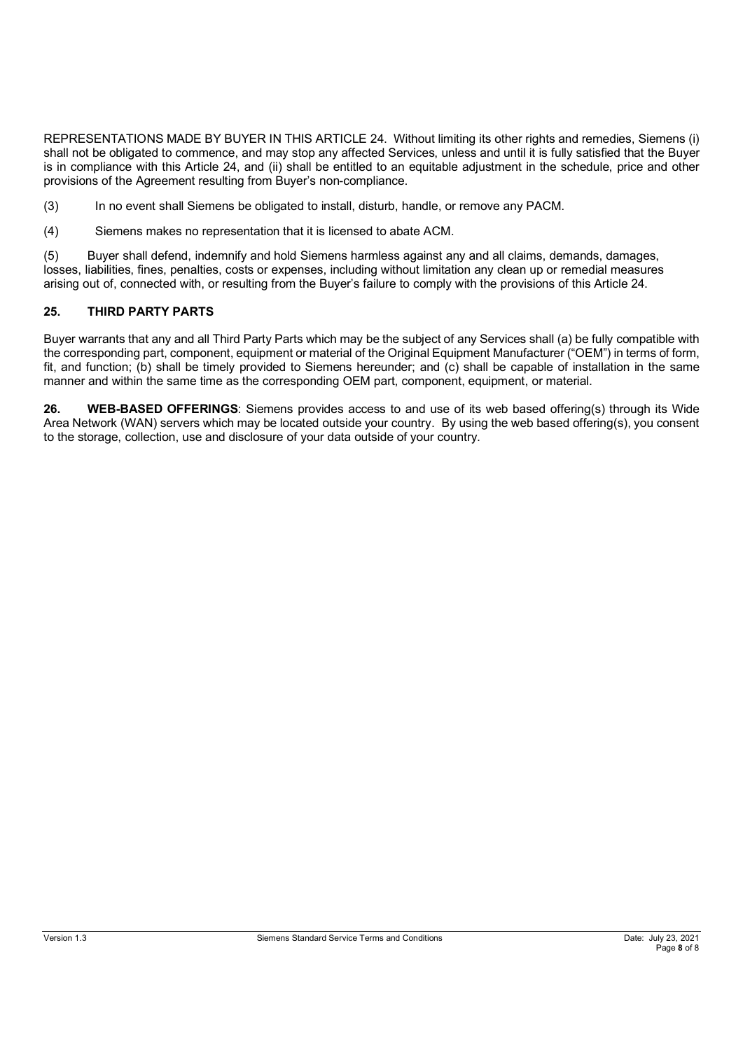REPRESENTATIONS MADE BY BUYER IN THIS ARTICLE 24. Without limiting its other rights and remedies, Siemens (i) shall not be obligated to commence, and may stop any affected Services, unless and until it is fully satisfied that the Buyer is in compliance with this Article 24, and (ii) shall be entitled to an equitable adjustment in the schedule, price and other provisions of the Agreement resulting from Buyer's non-compliance.

(3) In no event shall Siemens be obligated to install, disturb, handle, or remove any PACM.

(4) Siemens makes no representation that it is licensed to abate ACM.

(5) Buyer shall defend, indemnify and hold Siemens harmless against any and all claims, demands, damages, losses, liabilities, fines, penalties, costs or expenses, including without limitation any clean up or remedial measures arising out of, connected with, or resulting from the Buyer's failure to comply with the provisions of this Article 24.

**25. THIRD PARTY PARTS**

Buyer warrants that any and all Third Party Parts which may be the subject of any Services shall (a) be fully compatible with the corresponding part, component, equipment or material of the Original Equipment Manufacturer ("OEM") in terms of form, fit, and function; (b) shall be timely provided to Siemens hereunder; and (c) shall be capable of installation in the same manner and within the same time as the corresponding OEM part, component, equipment, or material.

**26. WEB-BASED OFFERINGS**: Siemens provides access to and use of its web based offering(s) through its Wide Area Network (WAN) servers which may be located outside your country. By using the web based offering(s), you consent to the storage, collection, use and disclosure of your data outside of your country.